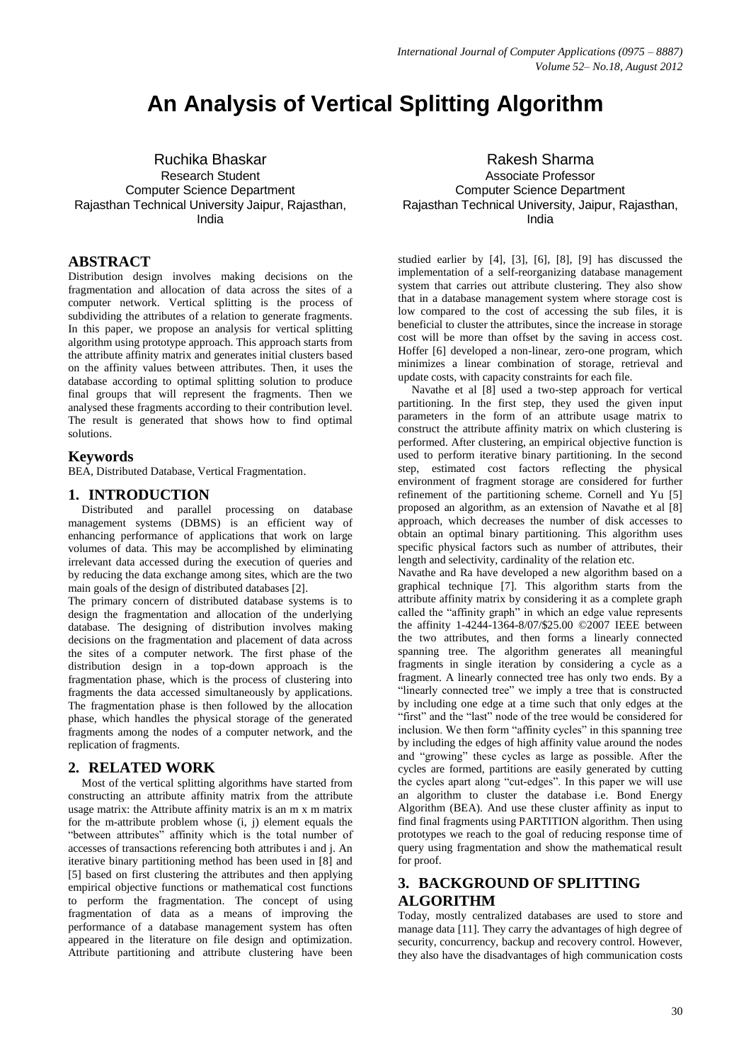# An Analysis of Vertical Splitting Algorithm

Ruchika Bhaskar
Research Student
Computer Science Department
Rajasthan Technical University Jaipur, Rajasthan, India

Rakesh Sharma
Associate Professor
Computer Science Department
Rajasthan Technical University, Jaipur, Rajasthan, India

## ABSTRACT

Distribution design involves making decisions on the fragmentation and allocation of data across the sites of a computer network. Vertical splitting is the process of subdividing the attributes of a relation to generate fragments. In this paper, we propose an analysis for vertical splitting algorithm using prototype approach. This approach starts from the attribute affinity matrix and generates initial clusters based on the affinity values between attributes. Then, it uses the database according to optimal splitting solution to produce final groups that will represent the fragments. Then we analysed these fragments according to their contribution level. The result is generated that shows how to find optimal solutions.

## Keywords

BEA, Distributed Database, Vertical Fragmentation.

## 1. INTRODUCTION

Distributed and parallel processing on database management systems (DBMS) is an efficient way of enhancing performance of applications that work on large volumes of data. This may be accomplished by eliminating irrelevant data accessed during the execution of queries and by reducing the data exchange among sites, which are the two main goals of the design of distributed databases [2].

The primary concern of distributed database systems is to design the fragmentation and allocation of the underlying database. The designing of distribution involves making decisions on the fragmentation and placement of data across the sites of a computer network. The first phase of the distribution design in a top-down approach is the fragmentation phase, which is the process of clustering into fragments the data accessed simultaneously by applications. The fragmentation phase is then followed by the allocation phase, which handles the physical storage of the generated fragments among the nodes of a computer network, and the replication of fragments.

## 2. RELATED WORK

Most of the vertical splitting algorithms have started from constructing an attribute affinity matrix from the attribute usage matrix: the Attribute affinity matrix is an m x m matrix for the m-attribute problem whose (i, j) element equals the "between attributes" affinity which is the total number of accesses of transactions referencing both attributes i and j. An iterative binary partitioning method has been used in [8] and [5] based on first clustering the attributes and then applying empirical objective functions or mathematical cost functions to perform the fragmentation. The concept of using fragmentation of data as a means of improving the performance of a database management system has often appeared in the literature on file design and optimization. Attribute partitioning and attribute clustering have been studied earlier by [4], [3], [6], [8], [9] has discussed the implementation of a self-reorganizing database management system that carries out attribute clustering. They also show that in a database management system where storage cost is low compared to the cost of accessing the sub files, it is beneficial to cluster the attributes, since the increase in storage cost will be more than offset by the saving in access cost. Hoffer [6] developed a non-linear, zero-one program, which minimizes a linear combination of storage, retrieval and update costs, with capacity constraints for each file.

Navathe et al [8] used a two-step approach for vertical partitioning. In the first step, they used the given input parameters in the form of an attribute usage matrix to construct the attribute affinity matrix on which clustering is performed. After clustering, an empirical objective function is used to perform iterative binary partitioning. In the second step, estimated cost factors reflecting the physical environment of fragment storage are considered for further refinement of the partitioning scheme. Cornell and Yu [5] proposed an algorithm, as an extension of Navathe et al [8] approach, which decreases the number of disk accesses to obtain an optimal binary partitioning. This algorithm uses specific physical factors such as number of attributes, their length and selectivity, cardinality of the relation etc.

Navathe and Ra have developed a new algorithm based on a graphical technique [7]. This algorithm starts from the attribute affinity matrix by considering it as a complete graph called the "affinity graph" in which an edge value represents the affinity 1-4244-1364-8/07/$25.00 ©2007 IEEE between the two attributes, and then forms a linearly connected spanning tree. The algorithm generates all meaningful fragments in single iteration by considering a cycle as a fragment. A linearly connected tree has only two ends. By a "linearly connected tree" we imply a tree that is constructed by including one edge at a time such that only edges at the "first" and the "last" node of the tree would be considered for inclusion. We then form "affinity cycles" in this spanning tree by including the edges of high affinity value around the nodes and "growing" these cycles as large as possible. After the cycles are formed, partitions are easily generated by cutting the cycles apart along "cut-edges". In this paper we will use an algorithm to cluster the database i.e. Bond Energy Algorithm (BEA). And use these cluster affinity as input to find final fragments using PARTITION algorithm. Then using prototypes we reach to the goal of reducing response time of query using fragmentation and show the mathematical result for proof.

## 3. BACKGROUND OF SPLITTING ALGORITHM

Today, mostly centralized databases are used to store and manage data [11]. They carry the advantages of high degree of security, concurrency, backup and recovery control. However, they also have the disadvantages of high communication costs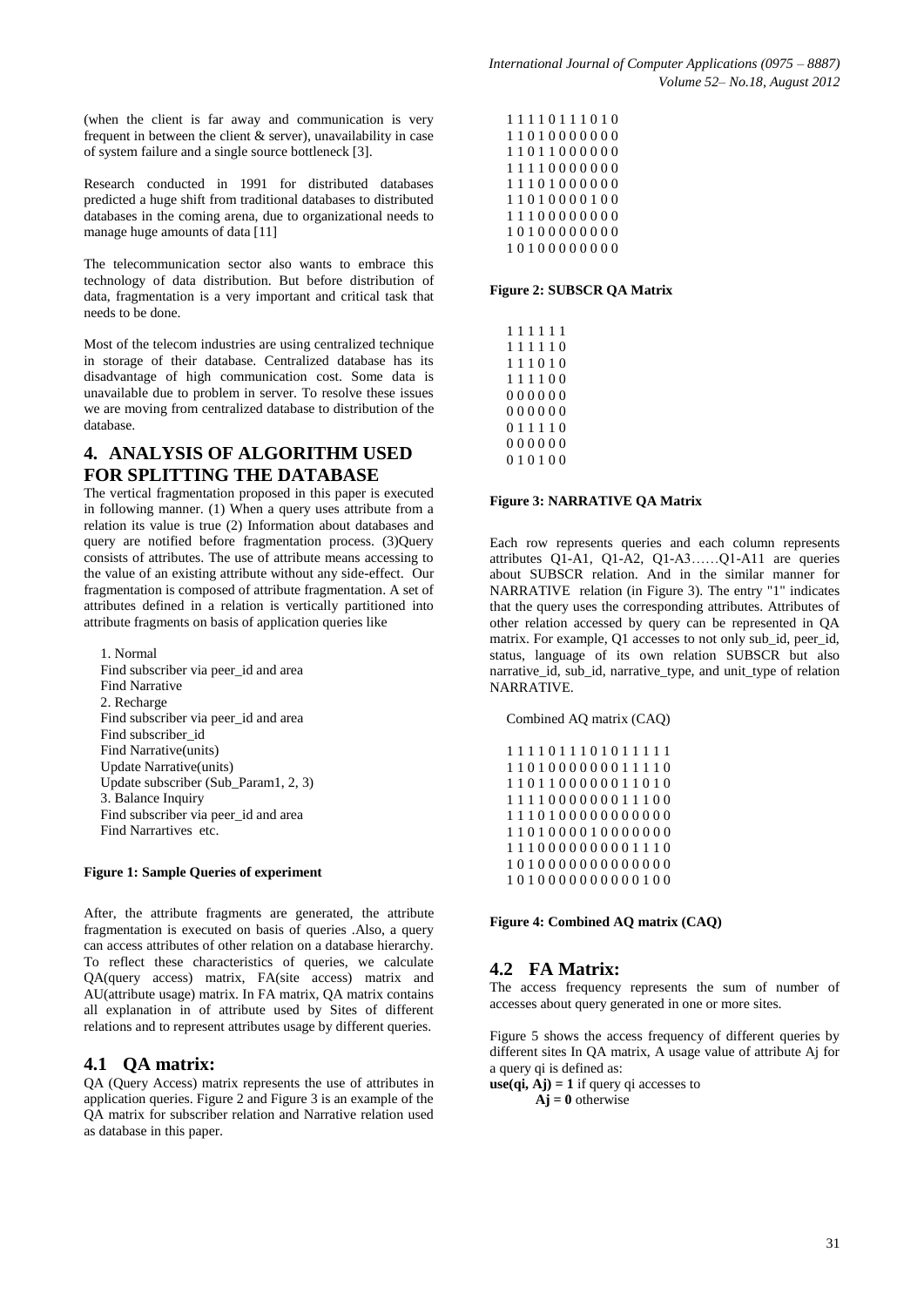(when the client is far away and communication is very frequent in between the client & server), unavailability in case of system failure and a single source bottleneck [3].

Research conducted in 1991 for distributed databases predicted a huge shift from traditional databases to distributed databases in the coming arena, due to organizational needs to manage huge amounts of data [11]

The telecommunication sector also wants to embrace this technology of data distribution. But before distribution of data, fragmentation is a very important and critical task that needs to be done.

Most of the telecom industries are using centralized technique in storage of their database. Centralized database has its disadvantage of high communication cost. Some data is unavailable due to problem in server. To resolve these issues we are moving from centralized database to distribution of the database.

## 4. ANALYSIS OF ALGORITHM USED FOR SPLITTING THE DATABASE

The vertical fragmentation proposed in this paper is executed in following manner. (1) When a query uses attribute from a relation its value is true (2) Information about databases and query are notified before fragmentation process. (3)Query consists of attributes. The use of attribute means accessing to the value of an existing attribute without any side-effect. Our fragmentation is composed of attribute fragmentation. A set of attributes defined in a relation is vertically partitioned into attribute fragments on basis of application queries like

1. Normal
   Find subscriber via peer_id and area
   Find Narrative
2. Recharge
   Find subscriber via peer_id and area
   Find subscriber_id
   Find Narrative(units)
   Update Narrative(units)
   Update subscriber (Sub_Param1, 2, 3)
3. Balance Inquiry
   Find subscriber via peer_id and area
   Find Narrartives etc.

**Figure 1: Sample Queries of experiment**

After, the attribute fragments are generated, the attribute fragmentation is executed on basis of queries .Also, a query can access attributes of other relation on a database hierarchy. To reflect these characteristics of queries, we calculate QA(query access) matrix, FA(site access) matrix and AU(attribute usage) matrix. In FA matrix, QA matrix contains all explanation in of attribute used by Sites of different relations and to represent attributes usage by different queries.

### 4.1 QA matrix:

QA (Query Access) matrix represents the use of attributes in application queries. Figure 2 and Figure 3 is an example of the QA matrix for subscriber relation and Narrative relation used as database in this paper.

```
1 1 1 1 0 1 1 1 0 1 0
1 1 0 1 0 0 0 0 0 0 0
1 1 0 1 1 0 0 0 0 0 0
1 1 1 1 0 0 0 0 0 0 0
1 1 1 0 1 0 0 0 0 0 0
1 1 0 1 0 0 0 0 1 0 0
1 1 1 0 0 0 0 0 0 0 0
1 0 1 0 0 0 0 0 0 0 0
1 0 1 0 0 0 0 0 0 0 0
```

**Figure 2: SUBSCR QA Matrix**

```
1 1 1 1 1 1
1 1 1 1 1 0
1 1 1 0 1 0
1 1 1 1 0 0
0 0 0 0 0 0
0 0 0 0 0 0
0 1 1 1 1 0
0 0 0 0 0 0
0 1 0 1 0 0
```

**Figure 3: NARRATIVE QA Matrix**

Each row represents queries and each column represents attributes Q1-A1, Q1-A2, Q1-A3……Q1-A11 are queries about SUBSCR relation. And in the similar manner for NARRATIVE relation (in Figure 3). The entry "1" indicates that the query uses the corresponding attributes. Attributes of other relation accessed by query can be represented in QA matrix. For example, Q1 accesses to not only sub_id, peer_id, status, language of its own relation SUBSCR but also narrative_id, sub_id, narrative_type, and unit_type of relation NARRATIVE.

Combined AQ matrix (CAQ)

```
1 1 1 1 0 1 1 1 0 1 0 1 1 1 1 1
1 1 0 1 0 0 0 0 0 0 0 1 1 1 1 0
1 1 0 1 1 0 0 0 0 0 0 1 1 0 1 0
1 1 1 1 0 0 0 0 0 0 0 1 1 1 0 0
1 1 1 0 1 0 0 0 0 0 0 0 0 0 0 0
1 1 0 1 0 0 0 0 1 0 0 0 0 0 0 0
1 1 1 0 0 0 0 0 0 0 0 0 1 1 1 0
1 0 1 0 0 0 0 0 0 0 0 0 0 0 0 0
1 0 1 0 0 0 0 0 0 0 0 0 0 1 0 0
```

**Figure 4: Combined AQ matrix (CAQ)**

### 4.2 FA Matrix:

The access frequency represents the sum of number of accesses about query generated in one or more sites.

Figure 5 shows the access frequency of different queries by different sites In QA matrix, A usage value of attribute $A_j$ for a query $q_i$ is defined as:

**use(qi, Aj) = 1** if query qi accesses to
**Aj = 0** otherwise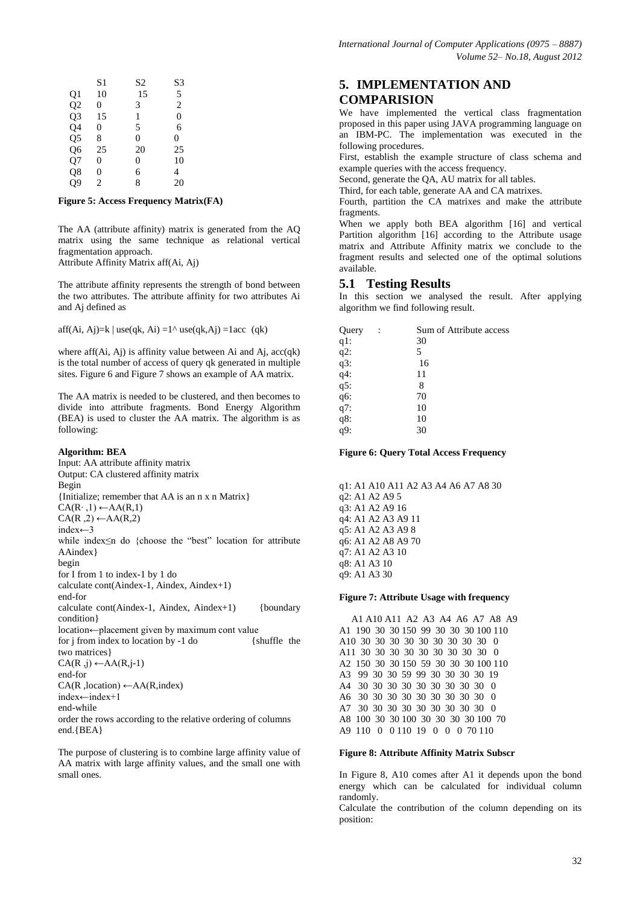|  | S1 | S2 | S3 |
|---|---|---|---|
| Q1 | 10 | 15 | 5 |
| Q2 | 0 | 3 | 2 |
| Q3 | 15 | 1 | 0 |
| Q4 | 0 | 5 | 6 |
| Q5 | 8 | 0 | 0 |
| Q6 | 25 | 20 | 25 |
| Q7 | 0 | 0 | 10 |
| Q8 | 0 | 6 | 4 |
| Q9 | 2 | 8 | 20 |

**Figure 5: Access Frequency Matrix(FA)**

The AA (attribute affinity) matrix is generated from the AQ matrix using the same technique as relational vertical fragmentation approach.

Attribute Affinity Matrix aff(Ai, Aj)

The attribute affinity represents the strength of bond between the two attributes. The attribute affinity for two attributes Ai and Aj defined as

aff(Ai, Aj)=k | use(qk, Ai) =1^ use(qk,Aj) =1acc (qk)

where aff(Ai, Aj) is affinity value between Ai and Aj, acc(qk) is the total number of access of query qk generated in multiple sites. Figure 6 and Figure 7 shows an example of AA matrix.

The AA matrix is needed to be clustered, and then becomes to divide into attribute fragments. Bond Energy Algorithm (BEA) is used to cluster the AA matrix. The algorithm is as following:

**Algorithm: BEA**

```
Input: AA attribute affinity matrix
Output: CA clustered affinity matrix
Begin
{Initialize; remember that AA is an n x n Matrix}
CA(R· ,1) ←AA(R,1)
CA(R ,2) ←AA(R,2)
index←3
while index≤n do {choose the "best" location for attribute AAindex}
begin
for I from 1 to index-1 by 1 do
calculate cont(Aindex-1, Aindex, Aindex+1)
end-for
calculate cont(Aindex-1, Aindex, Aindex+1)      {boundary condition}
location←placement given by maximum cont value
for j from index to location by -1 do      {shuffle the two matrices}
CA(R ,j) ←AA(R,j-1)
end-for
CA(R ,location) ←AA(R,index)
index←index+1
end-while
order the rows according to the relative ordering of columns
end.{BEA}
```

The purpose of clustering is to combine large affinity value of AA matrix with large affinity values, and the small one with small ones.

## 5. IMPLEMENTATION AND COMPARISION

We have implemented the vertical class fragmentation proposed in this paper using JAVA programming language on an IBM-PC. The implementation was executed in the following procedures.

First, establish the example structure of class schema and example queries with the access frequency.

Second, generate the QA, AU matrix for all tables.

Third, for each table, generate AA and CA matrixes.

Fourth, partition the CA matrixes and make the attribute fragments.

When we apply both BEA algorithm [16] and vertical Partition algorithm [16] according to the Attribute usage matrix and Attribute Affinity matrix we conclude to the fragment results and selected one of the optimal solutions available.

### 5.1 Testing Results

In this section we analysed the result. After applying algorithm we find following result.

| Query : | Sum of Attribute access |
|---|---|
| q1: | 30 |
| q2: | 5 |
| q3: | 16 |
| q4: | 11 |
| q5: | 8 |
| q6: | 70 |
| q7: | 10 |
| q8: | 10 |
| q9: | 30 |

**Figure 6: Query Total Access Frequency**

q1: A1 A10 A11 A2 A3 A4 A6 A7 A8 30
q2: A1 A2 A9 5
q3: A1 A2 A9 16
q4: A1 A2 A3 A9 11
q5: A1 A2 A3 A9 8
q6: A1 A2 A8 A9 70
q7: A1 A2 A3 10
q8: A1 A3 10
q9: A1 A3 30

**Figure 7: Attribute Usage with frequency**

|  | A1 | A10 | A11 | A2 | A3 | A4 | A6 | A7 | A8 | A9 |
|---|---|---|---|---|---|---|---|---|---|---|
| A1 | 190 | 30 | 30 | 150 | 99 | 30 | 30 | 30 | 100 | 110 |
| A10 | 30 | 30 | 30 | 30 | 30 | 30 | 30 | 30 | 30 | 0 |
| A11 | 30 | 30 | 30 | 30 | 30 | 30 | 30 | 30 | 30 | 0 |
| A2 | 150 | 30 | 30 | 150 | 59 | 30 | 30 | 30 | 100 | 110 |
| A3 | 99 | 30 | 30 | 59 | 99 | 30 | 30 | 30 | 30 | 19 |
| A4 | 30 | 30 | 30 | 30 | 30 | 30 | 30 | 30 | 30 | 0 |
| A6 | 30 | 30 | 30 | 30 | 30 | 30 | 30 | 30 | 30 | 0 |
| A7 | 30 | 30 | 30 | 30 | 30 | 30 | 30 | 30 | 30 | 0 |
| A8 | 100 | 30 | 30 | 100 | 30 | 30 | 30 | 30 | 100 | 70 |
| A9 | 110 | 0 | 0 | 110 | 19 | 0 | 0 | 0 | 70 | 110 |

**Figure 8: Attribute Affinity Matrix Subscr**

In Figure 8, A10 comes after A1 it depends upon the bond energy which can be calculated for individual column randomly.

Calculate the contribution of the column depending on its position: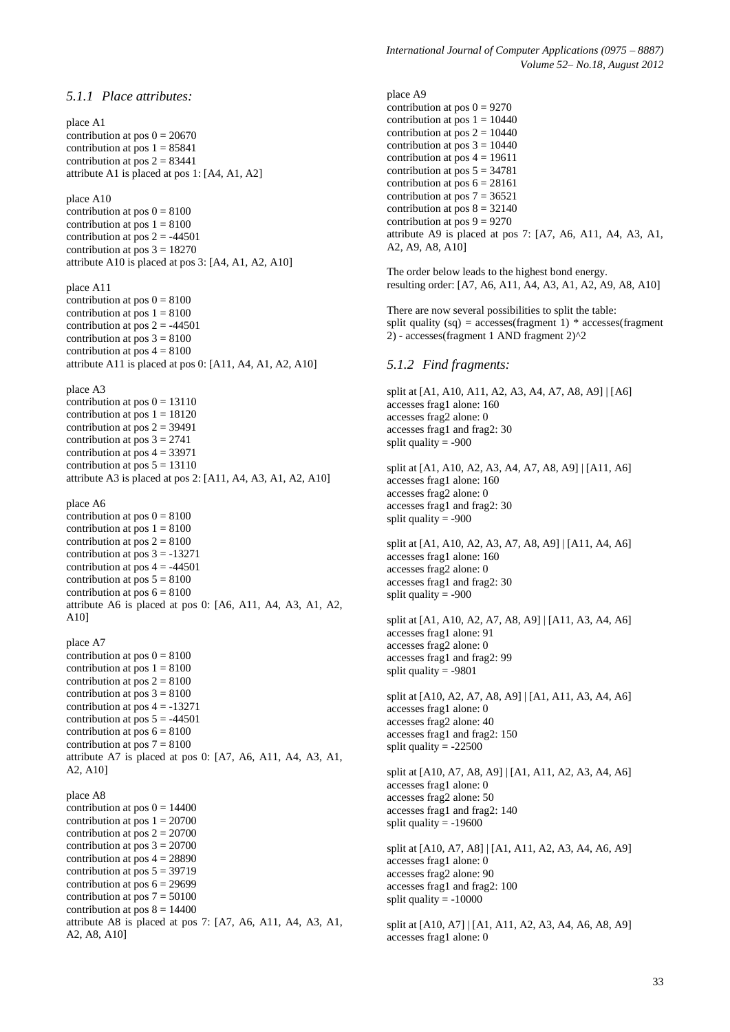### 5.1.1 *Place attributes:*

place A1
contribution at pos 0 = 20670
contribution at pos 1 = 85841
contribution at pos 2 = 83441
attribute A1 is placed at pos 1: [A4, A1, A2]

place A10
contribution at pos 0 = 8100
contribution at pos 1 = 8100
contribution at pos 2 = -44501
contribution at pos 3 = 18270
attribute A10 is placed at pos 3: [A4, A1, A2, A10]

place A11
contribution at pos 0 = 8100
contribution at pos 1 = 8100
contribution at pos 2 = -44501
contribution at pos 3 = 8100
contribution at pos 4 = 8100
attribute A11 is placed at pos 0: [A11, A4, A1, A2, A10]

place A3
contribution at pos 0 = 13110
contribution at pos 1 = 18120
contribution at pos 2 = 39491
contribution at pos 3 = 2741
contribution at pos 4 = 33971
contribution at pos 5 = 13110
attribute A3 is placed at pos 2: [A11, A4, A3, A1, A2, A10]

place A6
contribution at pos 0 = 8100
contribution at pos 1 = 8100
contribution at pos 2 = 8100
contribution at pos 3 = -13271
contribution at pos 4 = -44501
contribution at pos 5 = 8100
contribution at pos 6 = 8100
attribute A6 is placed at pos 0: [A6, A11, A4, A3, A1, A2, A10]

place A7
contribution at pos 0 = 8100
contribution at pos 1 = 8100
contribution at pos 2 = 8100
contribution at pos 3 = 8100
contribution at pos 4 = -13271
contribution at pos 5 = -44501
contribution at pos 6 = 8100
contribution at pos 7 = 8100
attribute A7 is placed at pos 0: [A7, A6, A11, A4, A3, A1, A2, A10]

place A8
contribution at pos 0 = 14400
contribution at pos 1 = 20700
contribution at pos 2 = 20700
contribution at pos 3 = 20700
contribution at pos 4 = 28890
contribution at pos 5 = 39719
contribution at pos 6 = 29699
contribution at pos 7 = 50100
contribution at pos 8 = 14400
attribute A8 is placed at pos 7: [A7, A6, A11, A4, A3, A1, A2, A8, A10]

place A9
contribution at pos 0 = 9270
contribution at pos 1 = 10440
contribution at pos 2 = 10440
contribution at pos 3 = 10440
contribution at pos 4 = 19611
contribution at pos 5 = 34781
contribution at pos 6 = 28161
contribution at pos 7 = 36521
contribution at pos 8 = 32140
contribution at pos 9 = 9270
attribute A9 is placed at pos 7: [A7, A6, A11, A4, A3, A1, A2, A9, A8, A10]

The order below leads to the highest bond energy.
resulting order: [A7, A6, A11, A4, A3, A1, A2, A9, A8, A10]

There are now several possibilities to split the table:
split quality (sq) = accesses(fragment 1) * accesses(fragment 2) - accesses(fragment 1 AND fragment 2)^2

### 5.1.2 *Find fragments:*

split at [A1, A10, A11, A2, A3, A4, A7, A8, A9] | [A6]
accesses frag1 alone: 160
accesses frag2 alone: 0
accesses frag1 and frag2: 30
split quality = -900

split at [A1, A10, A2, A3, A4, A7, A8, A9] | [A11, A6]
accesses frag1 alone: 160
accesses frag2 alone: 0
accesses frag1 and frag2: 30
split quality = -900

split at [A1, A10, A2, A3, A7, A8, A9] | [A11, A4, A6]
accesses frag1 alone: 160
accesses frag2 alone: 0
accesses frag1 and frag2: 30
split quality = -900

split at [A1, A10, A2, A7, A8, A9] | [A11, A3, A4, A6]
accesses frag1 alone: 91
accesses frag2 alone: 0
accesses frag1 and frag2: 99
split quality = -9801

split at [A10, A2, A7, A8, A9] | [A1, A11, A3, A4, A6]
accesses frag1 alone: 0
accesses frag2 alone: 40
accesses frag1 and frag2: 150
split quality = -22500

split at [A10, A7, A8, A9] | [A1, A11, A2, A3, A4, A6]
accesses frag1 alone: 0
accesses frag2 alone: 50
accesses frag1 and frag2: 140
split quality = -19600

split at [A10, A7, A8] | [A1, A11, A2, A3, A4, A6, A9]
accesses frag1 alone: 0
accesses frag2 alone: 90
accesses frag1 and frag2: 100
split quality = -10000

split at [A10, A7] | [A1, A11, A2, A3, A4, A6, A8, A9]
accesses frag1 alone: 0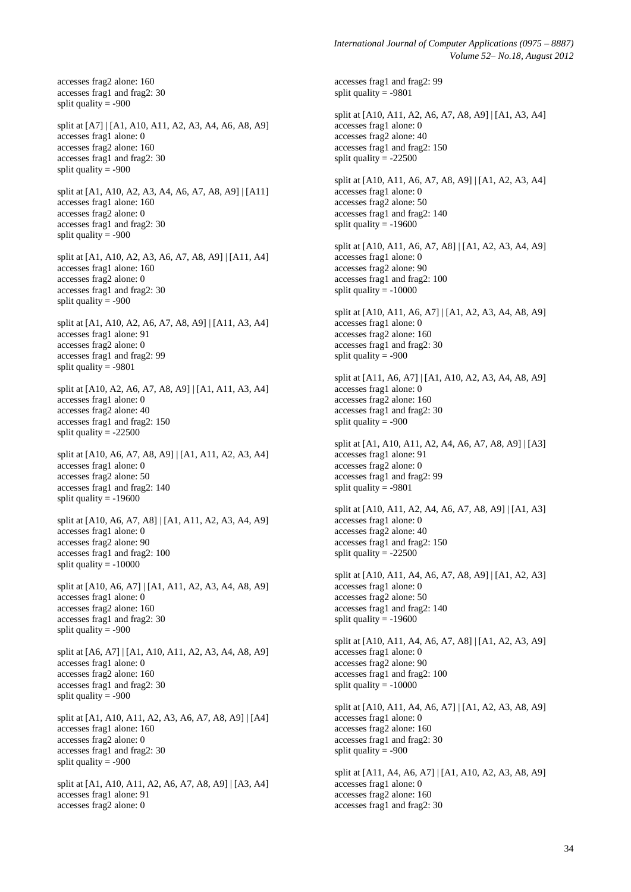accesses frag2 alone: 160
accesses frag1 and frag2: 30
split quality = -900

split at [A7] | [A1, A10, A11, A2, A3, A4, A6, A8, A9]
accesses frag1 alone: 0
accesses frag2 alone: 160
accesses frag1 and frag2: 30
split quality = -900

split at [A1, A10, A2, A3, A4, A6, A7, A8, A9] | [A11]
accesses frag1 alone: 160
accesses frag2 alone: 0
accesses frag1 and frag2: 30
split quality = -900

split at [A1, A10, A2, A3, A6, A7, A8, A9] | [A11, A4]
accesses frag1 alone: 160
accesses frag2 alone: 0
accesses frag1 and frag2: 30
split quality = -900

split at [A1, A10, A2, A6, A7, A8, A9] | [A11, A3, A4]
accesses frag1 alone: 91
accesses frag2 alone: 0
accesses frag1 and frag2: 99
split quality = -9801

split at [A10, A2, A6, A7, A8, A9] | [A1, A11, A3, A4]
accesses frag1 alone: 0
accesses frag2 alone: 40
accesses frag1 and frag2: 150
split quality = -22500

split at [A10, A6, A7, A8, A9] | [A1, A11, A2, A3, A4]
accesses frag1 alone: 0
accesses frag2 alone: 50
accesses frag1 and frag2: 140
split quality = -19600

split at [A10, A6, A7, A8] | [A1, A11, A2, A3, A4, A9]
accesses frag1 alone: 0
accesses frag2 alone: 90
accesses frag1 and frag2: 100
split quality = -10000

split at [A10, A6, A7] | [A1, A11, A2, A3, A4, A8, A9]
accesses frag1 alone: 0
accesses frag2 alone: 160
accesses frag1 and frag2: 30
split quality = -900

split at [A6, A7] | [A1, A10, A11, A2, A3, A4, A8, A9]
accesses frag1 alone: 0
accesses frag2 alone: 160
accesses frag1 and frag2: 30
split quality = -900

split at [A1, A10, A11, A2, A3, A6, A7, A8, A9] | [A4]
accesses frag1 alone: 160
accesses frag2 alone: 0
accesses frag1 and frag2: 30
split quality = -900

split at [A1, A10, A11, A2, A6, A7, A8, A9] | [A3, A4]
accesses frag1 alone: 91
accesses frag2 alone: 0
accesses frag1 and frag2: 99
split quality = -9801

split at [A10, A11, A2, A6, A7, A8, A9] | [A1, A3, A4]
accesses frag1 alone: 0
accesses frag2 alone: 40
accesses frag1 and frag2: 150
split quality = -22500

split at [A10, A11, A6, A7, A8, A9] | [A1, A2, A3, A4]
accesses frag1 alone: 0
accesses frag2 alone: 50
accesses frag1 and frag2: 140
split quality = -19600

split at [A10, A11, A6, A7, A8] | [A1, A2, A3, A4, A9]
accesses frag1 alone: 0
accesses frag2 alone: 90
accesses frag1 and frag2: 100
split quality = -10000

split at [A10, A11, A6, A7] | [A1, A2, A3, A4, A8, A9]
accesses frag1 alone: 0
accesses frag2 alone: 160
accesses frag1 and frag2: 30
split quality = -900

split at [A11, A6, A7] | [A1, A10, A2, A3, A4, A8, A9]
accesses frag1 alone: 0
accesses frag2 alone: 160
accesses frag1 and frag2: 30
split quality = -900

split at [A1, A10, A11, A2, A4, A6, A7, A8, A9] | [A3]
accesses frag1 alone: 91
accesses frag2 alone: 0
accesses frag1 and frag2: 99
split quality = -9801

split at [A10, A11, A2, A4, A6, A7, A8, A9] | [A1, A3]
accesses frag1 alone: 0
accesses frag2 alone: 40
accesses frag1 and frag2: 150
split quality = -22500

split at [A10, A11, A4, A6, A7, A8, A9] | [A1, A2, A3]
accesses frag1 alone: 0
accesses frag2 alone: 50
accesses frag1 and frag2: 140
split quality = -19600

split at [A10, A11, A4, A6, A7, A8] | [A1, A2, A3, A9]
accesses frag1 alone: 0
accesses frag2 alone: 90
accesses frag1 and frag2: 100
split quality = -10000

split at [A10, A11, A4, A6, A7] | [A1, A2, A3, A8, A9]
accesses frag1 alone: 0
accesses frag2 alone: 160
accesses frag1 and frag2: 30
split quality = -900

split at [A11, A4, A6, A7] | [A1, A10, A2, A3, A8, A9]
accesses frag1 alone: 0
accesses frag2 alone: 160
accesses frag1 and frag2: 30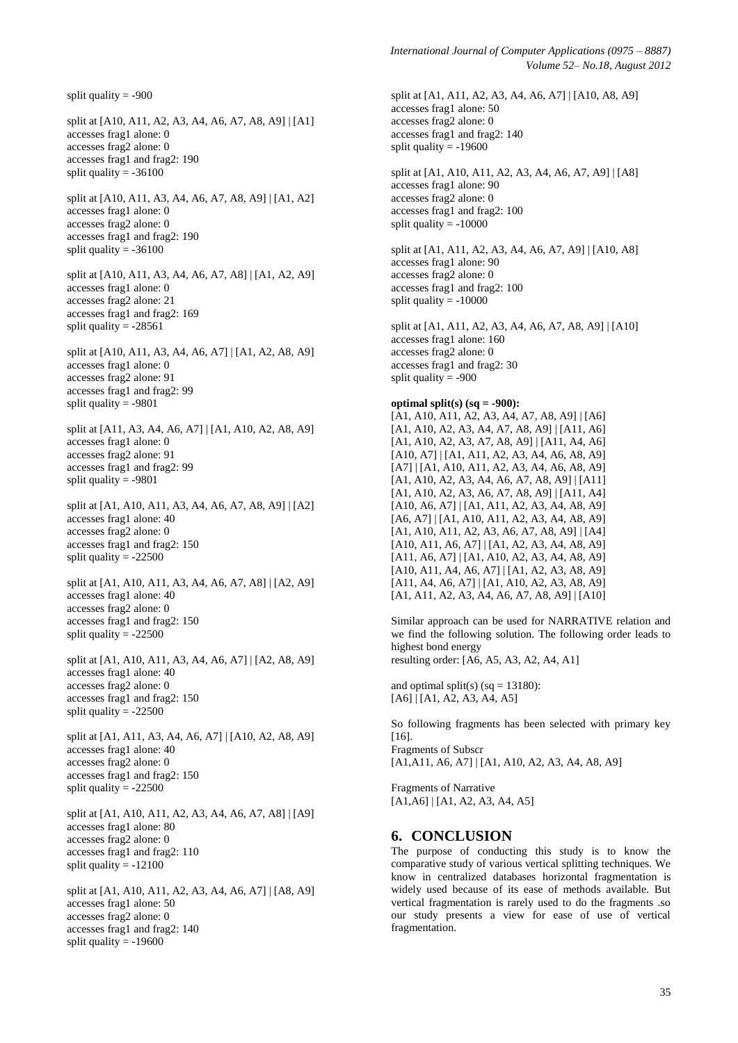split quality = -900

split at [A10, A11, A2, A3, A4, A6, A7, A8, A9] | [A1]
accesses frag1 alone: 0
accesses frag2 alone: 0
accesses frag1 and frag2: 190
split quality = -36100

split at [A10, A11, A3, A4, A6, A7, A8, A9] | [A1, A2]
accesses frag1 alone: 0
accesses frag2 alone: 0
accesses frag1 and frag2: 190
split quality = -36100

split at [A10, A11, A3, A4, A6, A7, A8] | [A1, A2, A9]
accesses frag1 alone: 0
accesses frag2 alone: 21
accesses frag1 and frag2: 169
split quality = -28561

split at [A10, A11, A3, A4, A6, A7] | [A1, A2, A8, A9]
accesses frag1 alone: 0
accesses frag2 alone: 91
accesses frag1 and frag2: 99
split quality = -9801

split at [A11, A3, A4, A6, A7] | [A1, A10, A2, A8, A9]
accesses frag1 alone: 0
accesses frag2 alone: 91
accesses frag1 and frag2: 99
split quality = -9801

split at [A1, A10, A11, A3, A4, A6, A7, A8, A9] | [A2]
accesses frag1 alone: 40
accesses frag2 alone: 0
accesses frag1 and frag2: 150
split quality = -22500

split at [A1, A10, A11, A3, A4, A6, A7, A8] | [A2, A9]
accesses frag1 alone: 40
accesses frag2 alone: 0
accesses frag1 and frag2: 150
split quality = -22500

split at [A1, A10, A11, A3, A4, A6, A7] | [A2, A8, A9]
accesses frag1 alone: 40
accesses frag2 alone: 0
accesses frag1 and frag2: 150
split quality = -22500

split at [A1, A11, A3, A4, A6, A7] | [A10, A2, A8, A9]
accesses frag1 alone: 40
accesses frag2 alone: 0
accesses frag1 and frag2: 150
split quality = -22500

split at [A1, A10, A11, A2, A3, A4, A6, A7, A8] | [A9]
accesses frag1 alone: 80
accesses frag2 alone: 0
accesses frag1 and frag2: 110
split quality = -12100

split at [A1, A10, A11, A2, A3, A4, A6, A7] | [A8, A9]
accesses frag1 alone: 50
accesses frag2 alone: 0
accesses frag1 and frag2: 140
split quality = -19600

split at [A1, A11, A2, A3, A4, A6, A7] | [A10, A8, A9]
accesses frag1 alone: 50
accesses frag2 alone: 0
accesses frag1 and frag2: 140
split quality = -19600

split at [A1, A10, A11, A2, A3, A4, A6, A7, A9] | [A8]
accesses frag1 alone: 90
accesses frag2 alone: 0
accesses frag1 and frag2: 100
split quality = -10000

split at [A1, A11, A2, A3, A4, A6, A7, A9] | [A10, A8]
accesses frag1 alone: 90
accesses frag2 alone: 0
accesses frag1 and frag2: 100
split quality = -10000

split at [A1, A11, A2, A3, A4, A6, A7, A8, A9] | [A10]
accesses frag1 alone: 160
accesses frag2 alone: 0
accesses frag1 and frag2: 30
split quality = -900

**optimal split(s) (sq = -900):**
[A1, A10, A11, A2, A3, A4, A7, A8, A9] | [A6]
[A1, A10, A2, A3, A4, A7, A8, A9] | [A11, A6]
[A1, A10, A2, A3, A7, A8, A9] | [A11, A4, A6]
[A10, A7] | [A1, A11, A2, A3, A4, A6, A8, A9]
[A7] | [A1, A10, A11, A2, A3, A4, A6, A8, A9]
[A1, A10, A2, A3, A4, A6, A7, A8, A9] | [A11]
[A1, A10, A2, A3, A6, A7, A8, A9] | [A11, A4]
[A10, A6, A7] | [A1, A11, A2, A3, A4, A8, A9]
[A6, A7] | [A1, A10, A11, A2, A3, A4, A8, A9]
[A1, A10, A11, A2, A3, A6, A7, A8, A9] | [A4]
[A10, A11, A6, A7] | [A1, A2, A3, A4, A8, A9]
[A11, A6, A7] | [A1, A10, A2, A3, A4, A8, A9]
[A10, A11, A4, A6, A7] | [A1, A2, A3, A8, A9]
[A11, A4, A6, A7] | [A1, A10, A2, A3, A8, A9]
[A1, A11, A2, A3, A4, A6, A7, A8, A9] | [A10]

Similar approach can be used for NARRATIVE relation and we find the following solution. The following order leads to highest bond energy
resulting order: [A6, A5, A3, A2, A4, A1]

and optimal split(s) (sq = 13180):
[A6] | [A1, A2, A3, A4, A5]

So following fragments has been selected with primary key [16].
Fragments of Subscr
[A1,A11, A6, A7] | [A1, A10, A2, A3, A4, A8, A9]

Fragments of Narrative
[A1,A6] | [A1, A2, A3, A4, A5]

## 6. CONCLUSION

The purpose of conducting this study is to know the comparative study of various vertical splitting techniques. We know in centralized databases horizontal fragmentation is widely used because of its ease of methods available. But vertical fragmentation is rarely used to do the fragments .so our study presents a view for ease of use of vertical fragmentation.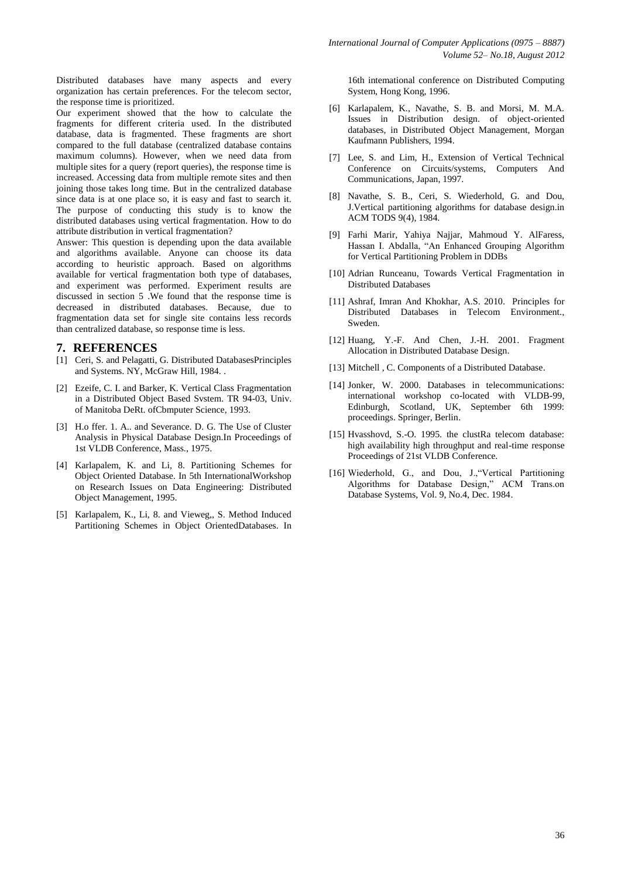Distributed databases have many aspects and every organization has certain preferences. For the telecom sector, the response time is prioritized.

Our experiment showed that the how to calculate the fragments for different criteria used. In the distributed database, data is fragmented. These fragments are short compared to the full database (centralized database contains maximum columns). However, when we need data from multiple sites for a query (report queries), the response time is increased. Accessing data from multiple remote sites and then joining those takes long time. But in the centralized database since data is at one place so, it is easy and fast to search it. The purpose of conducting this study is to know the distributed databases using vertical fragmentation. How to do attribute distribution in vertical fragmentation?

Answer: This question is depending upon the data available and algorithms available. Anyone can choose its data according to heuristic approach. Based on algorithms available for vertical fragmentation both type of databases, and experiment was performed. Experiment results are discussed in section 5 .We found that the response time is decreased in distributed databases. Because, due to fragmentation data set for single site contains less records than centralized database, so response time is less.

## 7. REFERENCES

[1] Ceri, S. and Pelagatti, G. Distributed DatabasesPrinciples and Systems. NY, McGraw Hill, 1984. .

[2] Ezeife, C. I. and Barker, K. Vertical Class Fragmentation in a Distributed Object Based Svstem. TR 94-03, Univ. of Manitoba DeRt. ofCbmputer Science, 1993.

[3] H.o ffer. 1. A.. and Severance. D. G. The Use of Cluster Analysis in Physical Database Design.In Proceedings of 1st VLDB Conference, Mass., 1975.

[4] Karlapalem, K. and Li, 8. Partitioning Schemes for Object Oriented Database. In 5th InternationalWorkshop on Research Issues on Data Engineering: Distributed Object Management, 1995.

[5] Karlapalem, K., Li, 8. and Vieweg,, S. Method Induced Partitioning Schemes in Object OrientedDatabases. In 16th intemational conference on Distributed Computing System, Hong Kong, 1996.

[6] Karlapalem, K., Navathe, S. B. and Morsi, M. M.A. Issues in Distribution design. of object-oriented databases, in Distributed Object Management, Morgan Kaufmann Publishers, 1994.

[7] Lee, S. and Lim, H., Extension of Vertical Technical Conference on Circuits/systems, Computers And Communications, Japan, 1997.

[8] Navathe, S. B., Ceri, S. Wiederhold, G. and Dou, J.Vertical partitioning algorithms for database design.in ACM TODS 9(4), 1984.

[9] Farhi Marir, Yahiya Najjar, Mahmoud Y. AlFaress, Hassan I. Abdalla, "An Enhanced Grouping Algorithm for Vertical Partitioning Problem in DDBs

[10] Adrian Runceanu, Towards Vertical Fragmentation in Distributed Databases

[11] Ashraf, Imran And Khokhar, A.S. 2010. Principles for Distributed Databases in Telecom Environment., Sweden.

[12] Huang, Y.-F. And Chen, J.-H. 2001. Fragment Allocation in Distributed Database Design.

[13] Mitchell , C. Components of a Distributed Database.

[14] Jonker, W. 2000. Databases in telecommunications: international workshop co-located with VLDB-99, Edinburgh, Scotland, UK, September 6th 1999: proceedings. Springer, Berlin.

[15] Hvasshovd, S.-O. 1995. the clustRa telecom database: high availability high throughput and real-time response Proceedings of 21st VLDB Conference.

[16] Wiederhold, G., and Dou, J.,"Vertical Partitioning Algorithms for Database Design," ACM Trans.on Database Systems, Vol. 9, No.4, Dec. 1984.